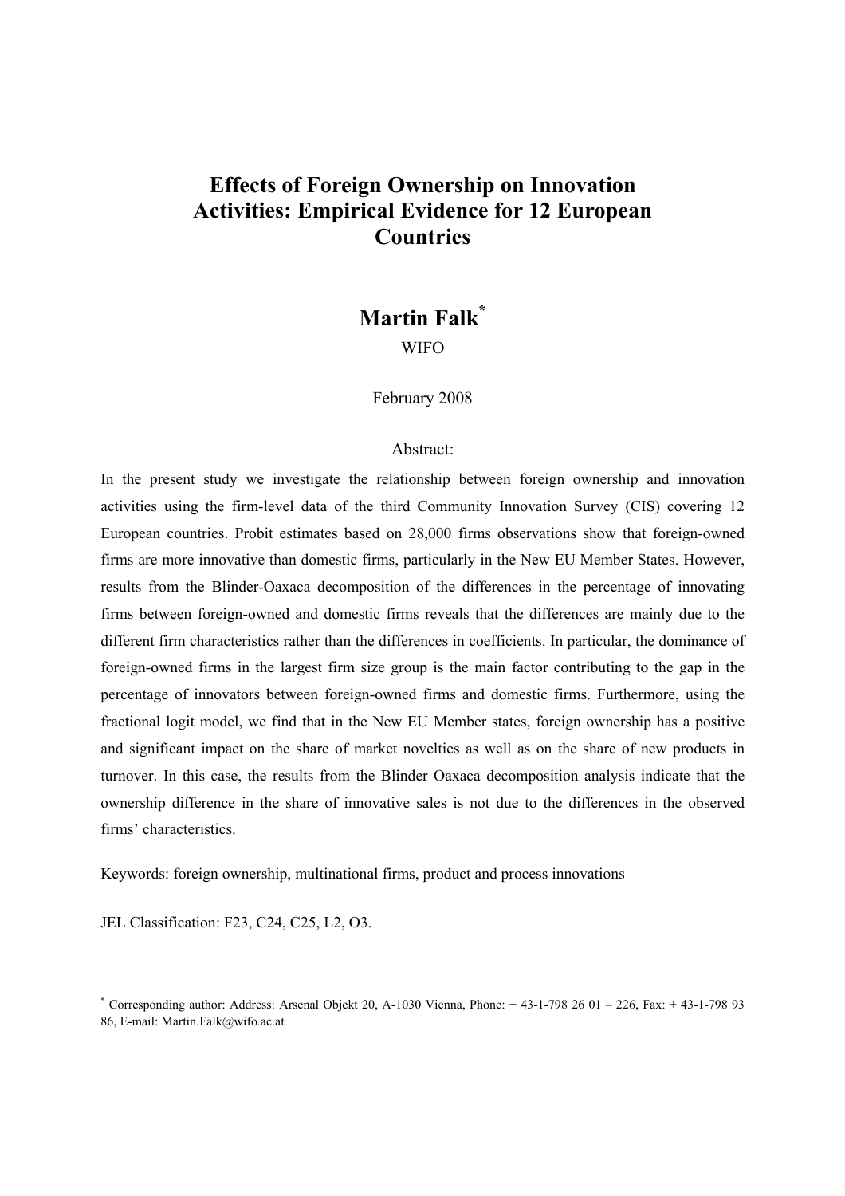# Effects of Foreign Ownership on Innovation Activities: Empirical Evidence for 12 European Countries

**Martin Falk**[*]

WIFO

February 2008

Abstract:

In the present study we investigate the relationship between foreign ownership and innovation activities using the firm-level data of the third Community Innovation Survey (CIS) covering 12 European countries. Probit estimates based on 28,000 firms observations show that foreign-owned firms are more innovative than domestic firms, particularly in the New EU Member States. However, results from the Blinder-Oaxaca decomposition of the differences in the percentage of innovating firms between foreign-owned and domestic firms reveals that the differences are mainly due to the different firm characteristics rather than the differences in coefficients. In particular, the dominance of foreign-owned firms in the largest firm size group is the main factor contributing to the gap in the percentage of innovators between foreign-owned firms and domestic firms. Furthermore, using the fractional logit model, we find that in the New EU Member states, foreign ownership has a positive and significant impact on the share of market novelties as well as on the share of new products in turnover. In this case, the results from the Blinder Oaxaca decomposition analysis indicate that the ownership difference in the share of innovative sales is not due to the differences in the observed firms' characteristics.

Keywords: foreign ownership, multinational firms, product and process innovations

JEL Classification: F23, C24, C25, L2, O3.

---

[*] Corresponding author: Address: Arsenal Objekt 20, A-1030 Vienna, Phone: + 43-1-798 26 01 – 226, Fax: + 43-1-798 93 86, E-mail: Martin.Falk@wifo.ac.at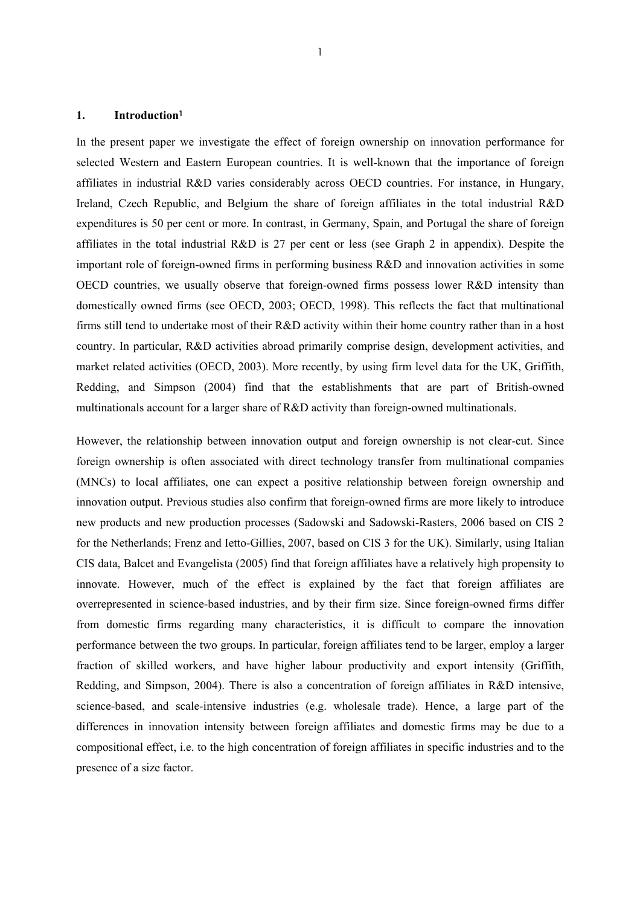## 1. Introduction[1]

In the present paper we investigate the effect of foreign ownership on innovation performance for selected Western and Eastern European countries. It is well-known that the importance of foreign affiliates in industrial R&D varies considerably across OECD countries. For instance, in Hungary, Ireland, Czech Republic, and Belgium the share of foreign affiliates in the total industrial R&D expenditures is 50 per cent or more. In contrast, in Germany, Spain, and Portugal the share of foreign affiliates in the total industrial R&D is 27 per cent or less (see Graph 2 in appendix). Despite the important role of foreign-owned firms in performing business R&D and innovation activities in some OECD countries, we usually observe that foreign-owned firms possess lower R&D intensity than domestically owned firms (see OECD, 2003; OECD, 1998). This reflects the fact that multinational firms still tend to undertake most of their R&D activity within their home country rather than in a host country. In particular, R&D activities abroad primarily comprise design, development activities, and market related activities (OECD, 2003). More recently, by using firm level data for the UK, Griffith, Redding, and Simpson (2004) find that the establishments that are part of British-owned multinationals account for a larger share of R&D activity than foreign-owned multinationals.

However, the relationship between innovation output and foreign ownership is not clear-cut. Since foreign ownership is often associated with direct technology transfer from multinational companies (MNCs) to local affiliates, one can expect a positive relationship between foreign ownership and innovation output. Previous studies also confirm that foreign-owned firms are more likely to introduce new products and new production processes (Sadowski and Sadowski-Rasters, 2006 based on CIS 2 for the Netherlands; Frenz and Ietto-Gillies, 2007, based on CIS 3 for the UK). Similarly, using Italian CIS data, Balcet and Evangelista (2005) find that foreign affiliates have a relatively high propensity to innovate. However, much of the effect is explained by the fact that foreign affiliates are overrepresented in science-based industries, and by their firm size. Since foreign-owned firms differ from domestic firms regarding many characteristics, it is difficult to compare the innovation performance between the two groups. In particular, foreign affiliates tend to be larger, employ a larger fraction of skilled workers, and have higher labour productivity and export intensity (Griffith, Redding, and Simpson, 2004). There is also a concentration of foreign affiliates in R&D intensive, science-based, and scale-intensive industries (e.g. wholesale trade). Hence, a large part of the differences in innovation intensity between foreign affiliates and domestic firms may be due to a compositional effect, i.e. to the high concentration of foreign affiliates in specific industries and to the presence of a size factor.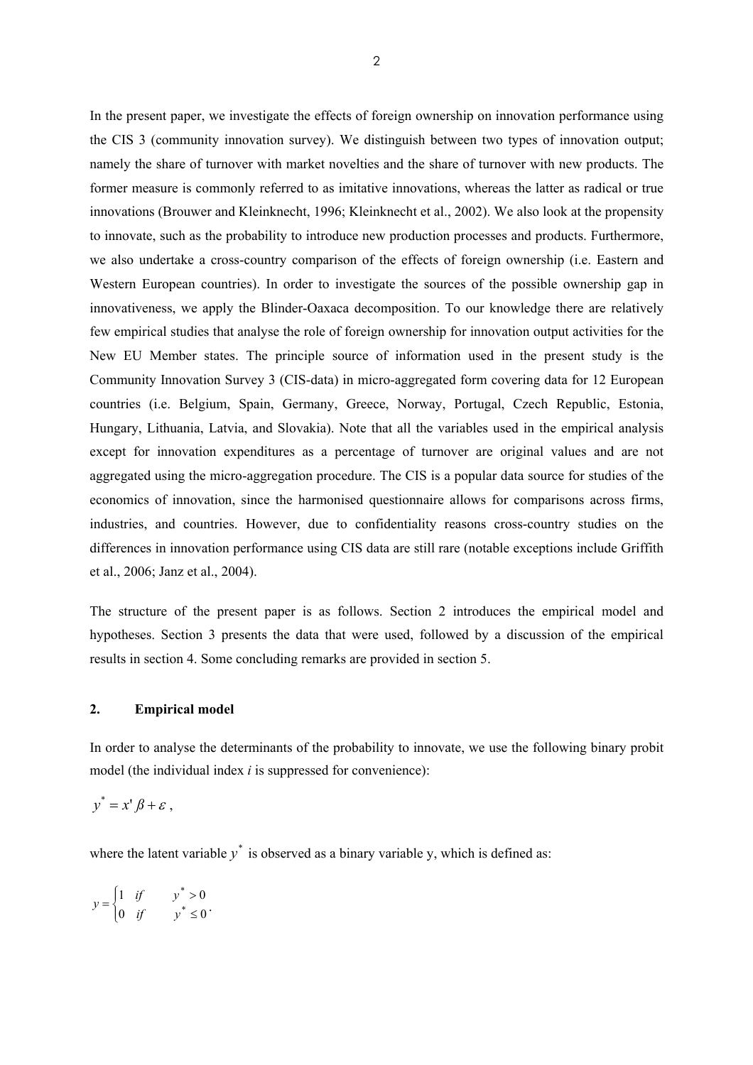In the present paper, we investigate the effects of foreign ownership on innovation performance using the CIS 3 (community innovation survey). We distinguish between two types of innovation output; namely the share of turnover with market novelties and the share of turnover with new products. The former measure is commonly referred to as imitative innovations, whereas the latter as radical or true innovations (Brouwer and Kleinknecht, 1996; Kleinknecht et al., 2002). We also look at the propensity to innovate, such as the probability to introduce new production processes and products. Furthermore, we also undertake a cross-country comparison of the effects of foreign ownership (i.e. Eastern and Western European countries). In order to investigate the sources of the possible ownership gap in innovativeness, we apply the Blinder-Oaxaca decomposition. To our knowledge there are relatively few empirical studies that analyse the role of foreign ownership for innovation output activities for the New EU Member states. The principle source of information used in the present study is the Community Innovation Survey 3 (CIS-data) in micro-aggregated form covering data for 12 European countries (i.e. Belgium, Spain, Germany, Greece, Norway, Portugal, Czech Republic, Estonia, Hungary, Lithuania, Latvia, and Slovakia). Note that all the variables used in the empirical analysis except for innovation expenditures as a percentage of turnover are original values and are not aggregated using the micro-aggregation procedure. The CIS is a popular data source for studies of the economics of innovation, since the harmonised questionnaire allows for comparisons across firms, industries, and countries. However, due to confidentiality reasons cross-country studies on the differences in innovation performance using CIS data are still rare (notable exceptions include Griffith et al., 2006; Janz et al., 2004).

The structure of the present paper is as follows. Section 2 introduces the empirical model and hypotheses. Section 3 presents the data that were used, followed by a discussion of the empirical results in section 4. Some concluding remarks are provided in section 5.

## 2. Empirical model

In order to analyse the determinants of the probability to innovate, we use the following binary probit model (the individual index *i* is suppressed for convenience):

$$y^* = x'\beta + \varepsilon \,,$$

where the latent variable $y^*$ is observed as a binary variable y, which is defined as:

$$y = \begin{cases} 1 & if \quad y^* > 0 \\ 0 & if \quad y^* \leq 0 \end{cases}.$$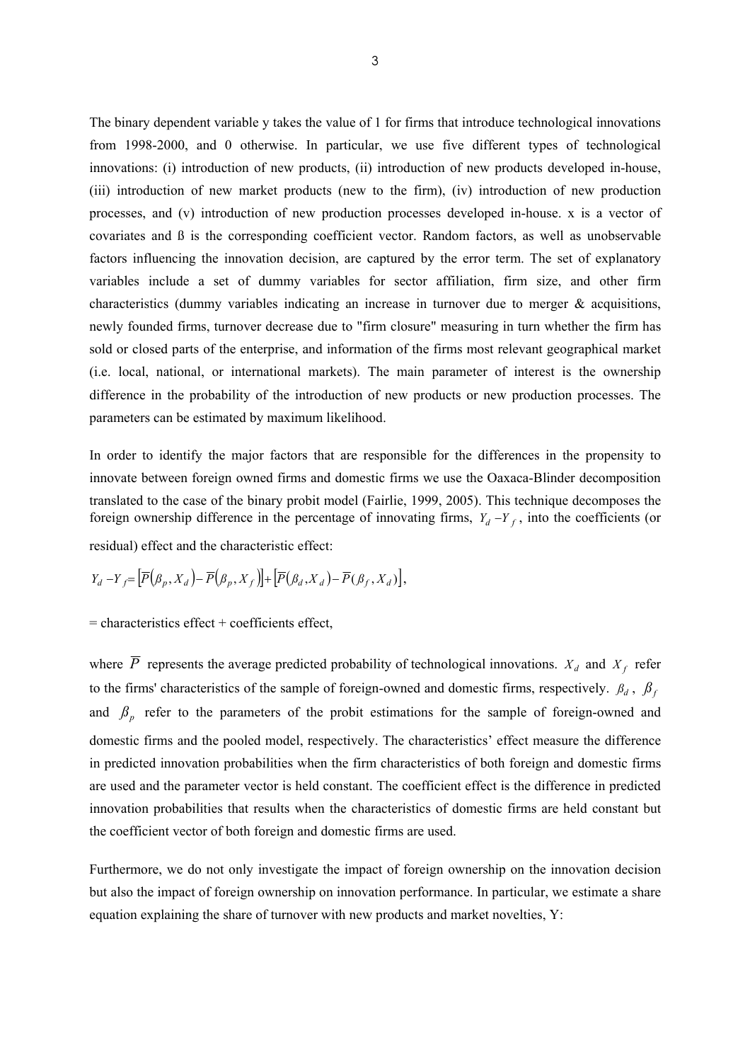The binary dependent variable y takes the value of 1 for firms that introduce technological innovations from 1998-2000, and 0 otherwise. In particular, we use five different types of technological innovations: (i) introduction of new products, (ii) introduction of new products developed in-house, (iii) introduction of new market products (new to the firm), (iv) introduction of new production processes, and (v) introduction of new production processes developed in-house. x is a vector of covariates and ß is the corresponding coefficient vector. Random factors, as well as unobservable factors influencing the innovation decision, are captured by the error term. The set of explanatory variables include a set of dummy variables for sector affiliation, firm size, and other firm characteristics (dummy variables indicating an increase in turnover due to merger & acquisitions, newly founded firms, turnover decrease due to "firm closure" measuring in turn whether the firm has sold or closed parts of the enterprise, and information of the firms most relevant geographical market (i.e. local, national, or international markets). The main parameter of interest is the ownership difference in the probability of the introduction of new products or new production processes. The parameters can be estimated by maximum likelihood.

In order to identify the major factors that are responsible for the differences in the propensity to innovate between foreign owned firms and domestic firms we use the Oaxaca-Blinder decomposition translated to the case of the binary probit model (Fairlie, 1999, 2005). This technique decomposes the foreign ownership difference in the percentage of innovating firms, $Y_d - Y_f$, into the coefficients (or residual) effect and the characteristic effect:

$$Y_d - Y_f = \left[\overline{P}(\beta_p, X_d) - \overline{P}(\beta_p, X_f)\right] + \left[\overline{P}(\beta_d, X_d) - \overline{P}(\beta_f, X_d)\right],$$

= characteristics effect + coefficients effect,

where $\overline{P}$ represents the average predicted probability of technological innovations. $X_d$ and $X_f$ refer to the firms' characteristics of the sample of foreign-owned and domestic firms, respectively. $\beta_d$, $\beta_f$ and $\beta_p$ refer to the parameters of the probit estimations for the sample of foreign-owned and domestic firms and the pooled model, respectively. The characteristics' effect measure the difference in predicted innovation probabilities when the firm characteristics of both foreign and domestic firms are used and the parameter vector is held constant. The coefficient effect is the difference in predicted innovation probabilities that results when the characteristics of domestic firms are held constant but the coefficient vector of both foreign and domestic firms are used.

Furthermore, we do not only investigate the impact of foreign ownership on the innovation decision but also the impact of foreign ownership on innovation performance. In particular, we estimate a share equation explaining the share of turnover with new products and market novelties, Y: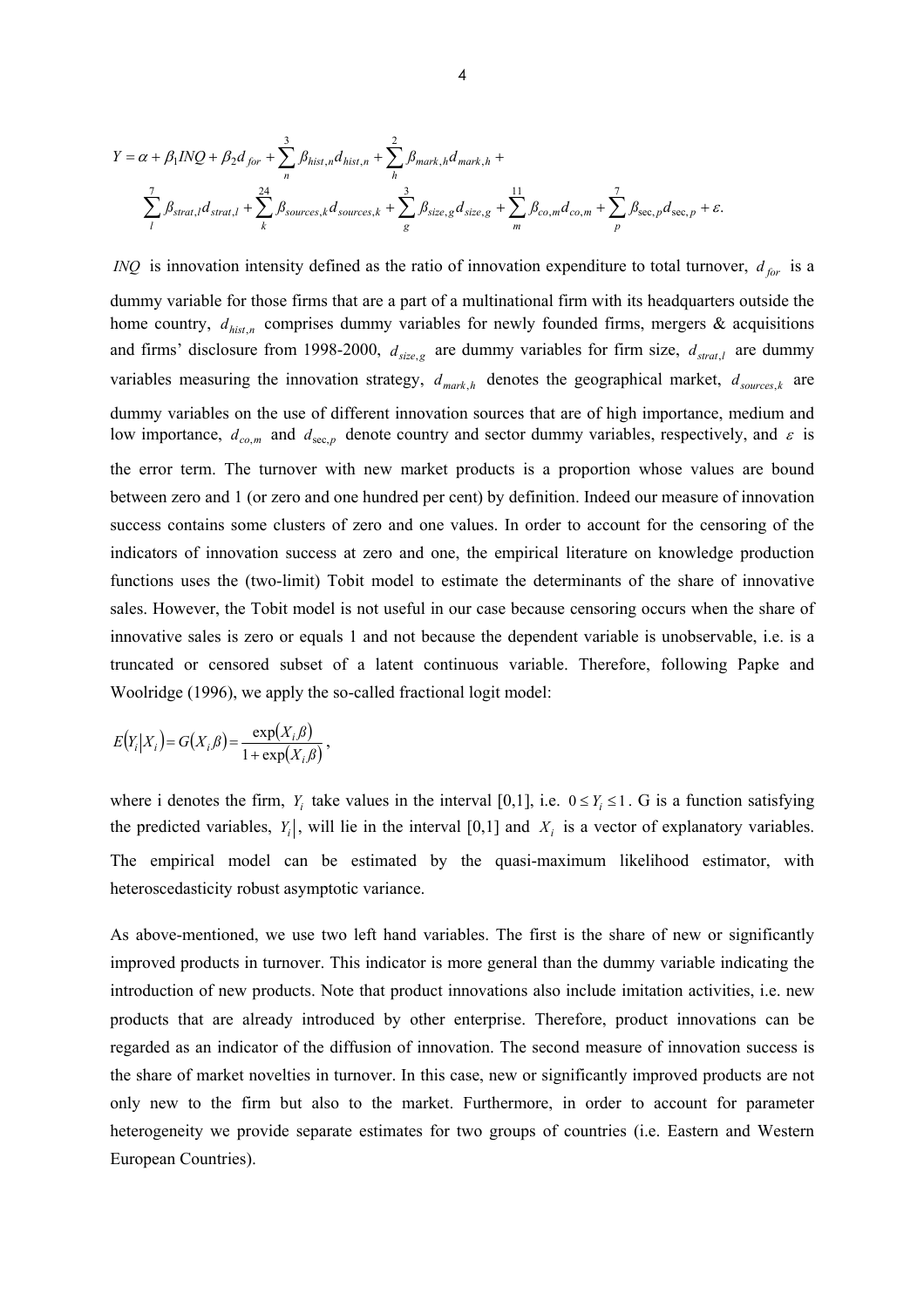$$Y = \alpha + \beta_1 INQ + \beta_2 d_{for} + \sum_{n}^{3} \beta_{hist,n} d_{hist,n} + \sum_{h}^{2} \beta_{mark,h} d_{mark,h} +$$
$$\sum_{l}^{7} \beta_{strat,l} d_{strat,l} + \sum_{k}^{24} \beta_{sources,k} d_{sources,k} + \sum_{g}^{3} \beta_{size,g} d_{size,g} + \sum_{m}^{11} \beta_{co,m} d_{co,m} + \sum_{p}^{7} \beta_{\sec,p} d_{\sec,p} + \varepsilon.$$

$INQ$ is innovation intensity defined as the ratio of innovation expenditure to total turnover, $d_{for}$ is a dummy variable for those firms that are a part of a multinational firm with its headquarters outside the home country, $d_{hist,n}$ comprises dummy variables for newly founded firms, mergers & acquisitions and firms' disclosure from 1998-2000, $d_{size,g}$ are dummy variables for firm size, $d_{strat,l}$ are dummy variables measuring the innovation strategy, $d_{mark,h}$ denotes the geographical market, $d_{sources,k}$ are dummy variables on the use of different innovation sources that are of high importance, medium and low importance, $d_{co,m}$ and $d_{\sec,p}$ denote country and sector dummy variables, respectively, and $\varepsilon$ is the error term. The turnover with new market products is a proportion whose values are bound between zero and 1 (or zero and one hundred per cent) by definition. Indeed our measure of innovation success contains some clusters of zero and one values. In order to account for the censoring of the indicators of innovation success at zero and one, the empirical literature on knowledge production functions uses the (two-limit) Tobit model to estimate the determinants of the share of innovative sales. However, the Tobit model is not useful in our case because censoring occurs when the share of innovative sales is zero or equals 1 and not because the dependent variable is unobservable, i.e. is a truncated or censored subset of a latent continuous variable. Therefore, following Papke and Woolridge (1996), we apply the so-called fractional logit model:

$$E(Y_i|X_i) = G(X_i\beta) = \frac{\exp(X_i\beta)}{1+\exp(X_i\beta)},$$

where i denotes the firm, $Y_i$ take values in the interval [0,1], i.e. $0 \leq Y_i \leq 1$. G is a function satisfying the predicted variables, $Y_i|$, will lie in the interval [0,1] and $X_i$ is a vector of explanatory variables. The empirical model can be estimated by the quasi-maximum likelihood estimator, with heteroscedasticity robust asymptotic variance.

As above-mentioned, we use two left hand variables. The first is the share of new or significantly improved products in turnover. This indicator is more general than the dummy variable indicating the introduction of new products. Note that product innovations also include imitation activities, i.e. new products that are already introduced by other enterprise. Therefore, product innovations can be regarded as an indicator of the diffusion of innovation. The second measure of innovation success is the share of market novelties in turnover. In this case, new or significantly improved products are not only new to the firm but also to the market. Furthermore, in order to account for parameter heterogeneity we provide separate estimates for two groups of countries (i.e. Eastern and Western European Countries).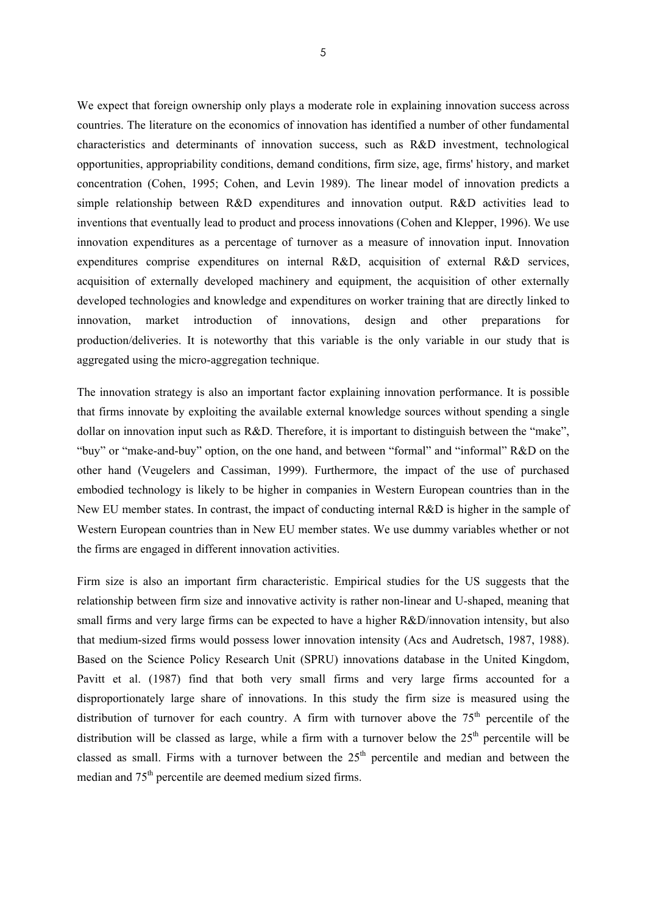We expect that foreign ownership only plays a moderate role in explaining innovation success across countries. The literature on the economics of innovation has identified a number of other fundamental characteristics and determinants of innovation success, such as R&D investment, technological opportunities, appropriability conditions, demand conditions, firm size, age, firms' history, and market concentration (Cohen, 1995; Cohen, and Levin 1989). The linear model of innovation predicts a simple relationship between R&D expenditures and innovation output. R&D activities lead to inventions that eventually lead to product and process innovations (Cohen and Klepper, 1996). We use innovation expenditures as a percentage of turnover as a measure of innovation input. Innovation expenditures comprise expenditures on internal R&D, acquisition of external R&D services, acquisition of externally developed machinery and equipment, the acquisition of other externally developed technologies and knowledge and expenditures on worker training that are directly linked to innovation, market introduction of innovations, design and other preparations for production/deliveries. It is noteworthy that this variable is the only variable in our study that is aggregated using the micro-aggregation technique.

The innovation strategy is also an important factor explaining innovation performance. It is possible that firms innovate by exploiting the available external knowledge sources without spending a single dollar on innovation input such as R&D. Therefore, it is important to distinguish between the "make", "buy" or "make-and-buy" option, on the one hand, and between "formal" and "informal" R&D on the other hand (Veugelers and Cassiman, 1999). Furthermore, the impact of the use of purchased embodied technology is likely to be higher in companies in Western European countries than in the New EU member states. In contrast, the impact of conducting internal R&D is higher in the sample of Western European countries than in New EU member states. We use dummy variables whether or not the firms are engaged in different innovation activities.

Firm size is also an important firm characteristic. Empirical studies for the US suggests that the relationship between firm size and innovative activity is rather non-linear and U-shaped, meaning that small firms and very large firms can be expected to have a higher R&D/innovation intensity, but also that medium-sized firms would possess lower innovation intensity (Acs and Audretsch, 1987, 1988). Based on the Science Policy Research Unit (SPRU) innovations database in the United Kingdom, Pavitt et al. (1987) find that both very small firms and very large firms accounted for a disproportionately large share of innovations. In this study the firm size is measured using the distribution of turnover for each country. A firm with turnover above the 75$^{th}$ percentile of the distribution will be classed as large, while a firm with a turnover below the 25$^{th}$ percentile will be classed as small. Firms with a turnover between the 25$^{th}$ percentile and median and between the median and 75$^{th}$ percentile are deemed medium sized firms.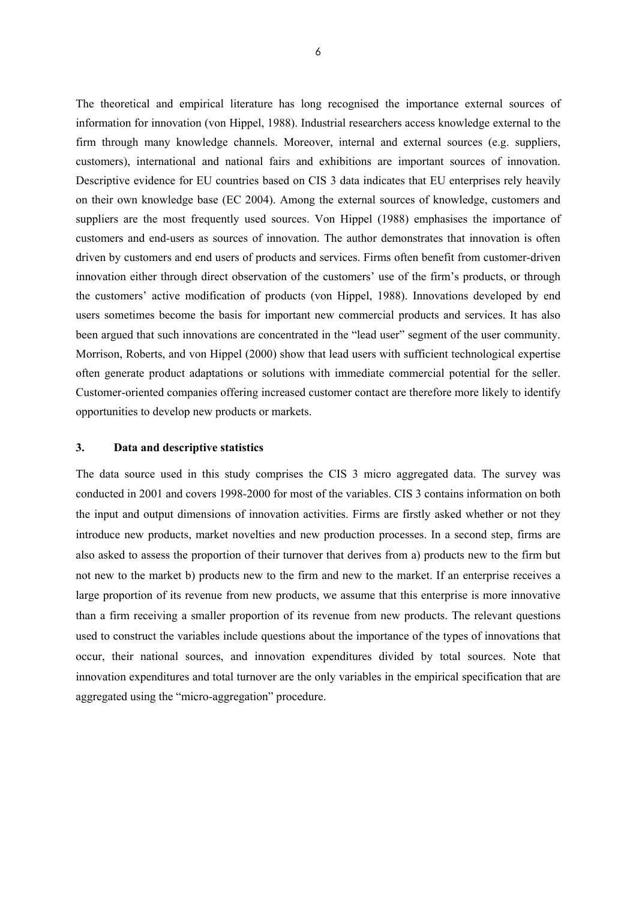The theoretical and empirical literature has long recognised the importance external sources of information for innovation (von Hippel, 1988). Industrial researchers access knowledge external to the firm through many knowledge channels. Moreover, internal and external sources (e.g. suppliers, customers), international and national fairs and exhibitions are important sources of innovation. Descriptive evidence for EU countries based on CIS 3 data indicates that EU enterprises rely heavily on their own knowledge base (EC 2004). Among the external sources of knowledge, customers and suppliers are the most frequently used sources. Von Hippel (1988) emphasises the importance of customers and end-users as sources of innovation. The author demonstrates that innovation is often driven by customers and end users of products and services. Firms often benefit from customer-driven innovation either through direct observation of the customers' use of the firm's products, or through the customers' active modification of products (von Hippel, 1988). Innovations developed by end users sometimes become the basis for important new commercial products and services. It has also been argued that such innovations are concentrated in the "lead user" segment of the user community. Morrison, Roberts, and von Hippel (2000) show that lead users with sufficient technological expertise often generate product adaptations or solutions with immediate commercial potential for the seller. Customer-oriented companies offering increased customer contact are therefore more likely to identify opportunities to develop new products or markets.

## 3. Data and descriptive statistics

The data source used in this study comprises the CIS 3 micro aggregated data. The survey was conducted in 2001 and covers 1998-2000 for most of the variables. CIS 3 contains information on both the input and output dimensions of innovation activities. Firms are firstly asked whether or not they introduce new products, market novelties and new production processes. In a second step, firms are also asked to assess the proportion of their turnover that derives from a) products new to the firm but not new to the market b) products new to the firm and new to the market. If an enterprise receives a large proportion of its revenue from new products, we assume that this enterprise is more innovative than a firm receiving a smaller proportion of its revenue from new products. The relevant questions used to construct the variables include questions about the importance of the types of innovations that occur, their national sources, and innovation expenditures divided by total sources. Note that innovation expenditures and total turnover are the only variables in the empirical specification that are aggregated using the "micro-aggregation" procedure.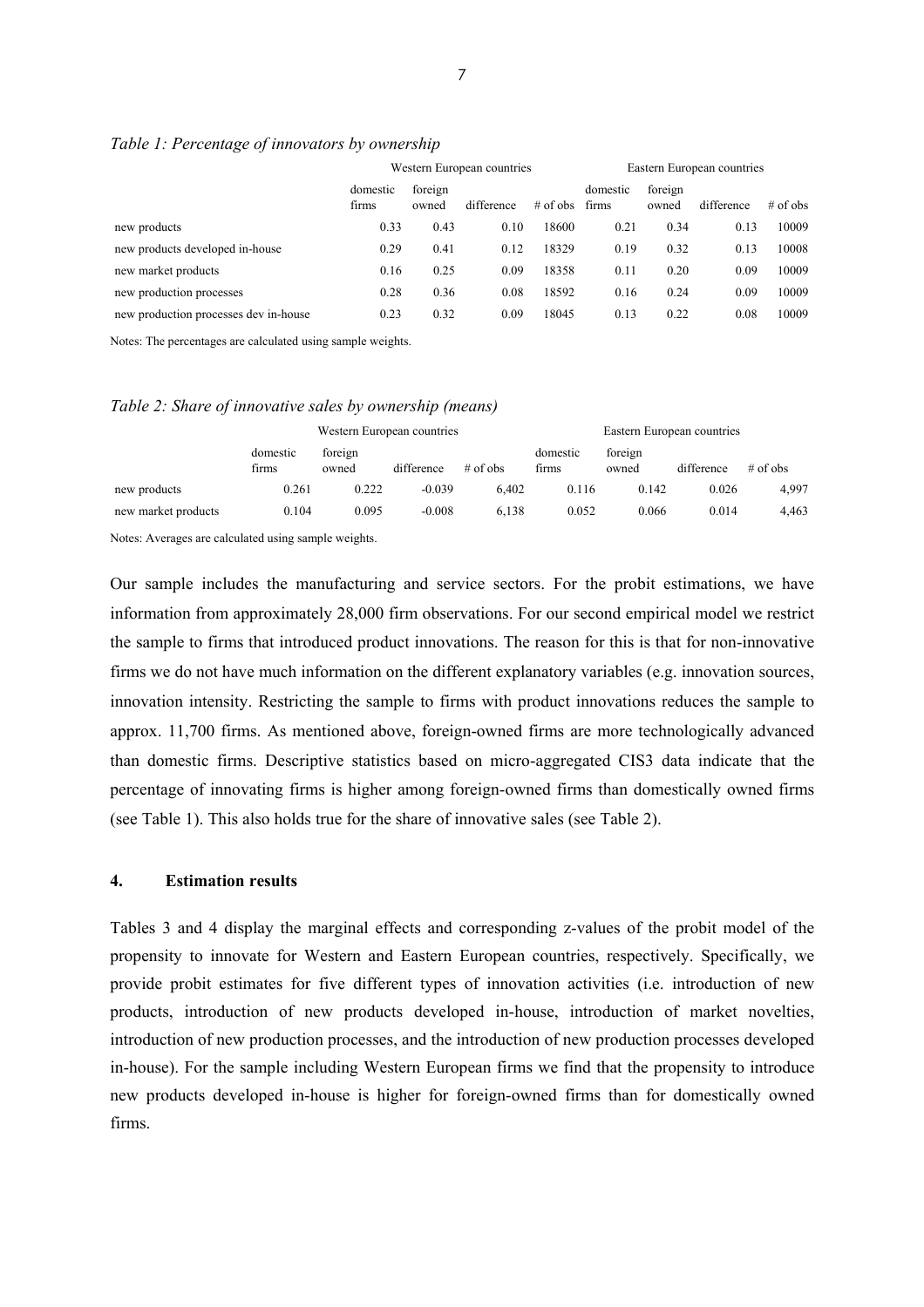*Table 1: Percentage of innovators by ownership*

| | Western European countries | | | | Eastern European countries | | | |
|---|---|---|---|---|---|---|---|---|
| | domestic firms | foreign owned | difference | # of obs | domestic firms | foreign owned | difference | # of obs |
| new products | 0.33 | 0.43 | 0.10 | 18600 | 0.21 | 0.34 | 0.13 | 10009 |
| new products developed in-house | 0.29 | 0.41 | 0.12 | 18329 | 0.19 | 0.32 | 0.13 | 10008 |
| new market products | 0.16 | 0.25 | 0.09 | 18358 | 0.11 | 0.20 | 0.09 | 10009 |
| new production processes | 0.28 | 0.36 | 0.08 | 18592 | 0.16 | 0.24 | 0.09 | 10009 |
| new production processes dev in-house | 0.23 | 0.32 | 0.09 | 18045 | 0.13 | 0.22 | 0.08 | 10009 |

Notes: The percentages are calculated using sample weights.

*Table 2: Share of innovative sales by ownership (means)*

| | Western European countries | | | | Eastern European countries | | | |
|---|---|---|---|---|---|---|---|---|
| | domestic firms | foreign owned | difference | # of obs | domestic firms | foreign owned | difference | # of obs |
| new products | 0.261 | 0.222 | -0.039 | 6,402 | 0.116 | 0.142 | 0.026 | 4,997 |
| new market products | 0.104 | 0.095 | -0.008 | 6,138 | 0.052 | 0.066 | 0.014 | 4,463 |

Notes: Averages are calculated using sample weights.

Our sample includes the manufacturing and service sectors. For the probit estimations, we have information from approximately 28,000 firm observations. For our second empirical model we restrict the sample to firms that introduced product innovations. The reason for this is that for non-innovative firms we do not have much information on the different explanatory variables (e.g. innovation sources, innovation intensity. Restricting the sample to firms with product innovations reduces the sample to approx. 11,700 firms. As mentioned above, foreign-owned firms are more technologically advanced than domestic firms. Descriptive statistics based on micro-aggregated CIS3 data indicate that the percentage of innovating firms is higher among foreign-owned firms than domestically owned firms (see Table 1). This also holds true for the share of innovative sales (see Table 2).

## 4. Estimation results

Tables 3 and 4 display the marginal effects and corresponding z-values of the probit model of the propensity to innovate for Western and Eastern European countries, respectively. Specifically, we provide probit estimates for five different types of innovation activities (i.e. introduction of new products, introduction of new products developed in-house, introduction of market novelties, introduction of new production processes, and the introduction of new production processes developed in-house). For the sample including Western European firms we find that the propensity to introduce new products developed in-house is higher for foreign-owned firms than for domestically owned firms.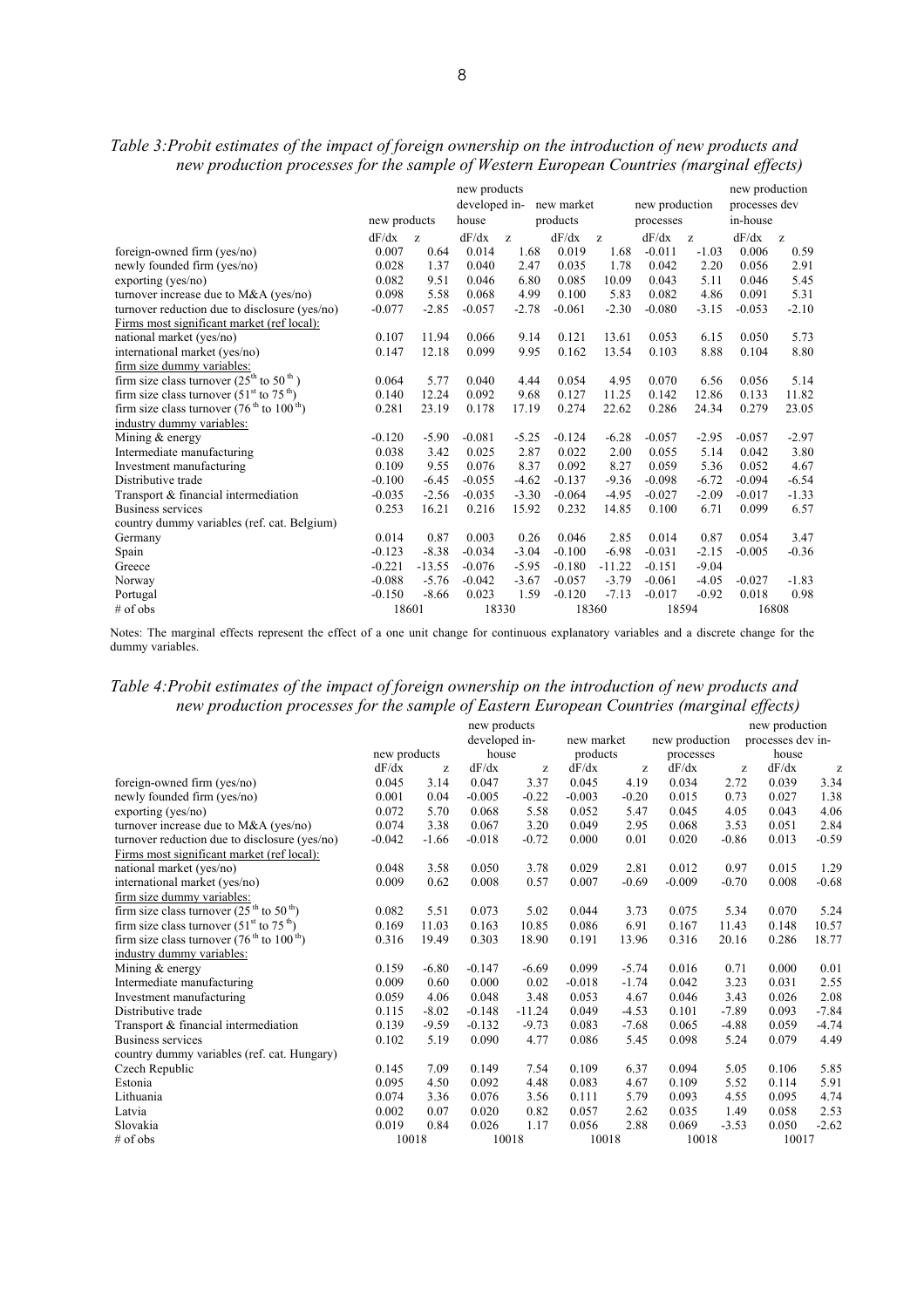*Table 3:Probit estimates of the impact of foreign ownership on the introduction of new products and new production processes for the sample of Western European Countries (marginal effects)*

| | new products | | new products developed in-house | | new market products | | new production processes | | new production processes dev in-house | |
|---|---|---|---|---|---|---|---|---|---|---|
| | dF/dx | z | dF/dx | z | dF/dx | z | dF/dx | z | dF/dx | z |
| foreign-owned firm (yes/no) | 0.007 | 0.64 | 0.014 | 1.68 | 0.019 | 1.68 | -0.011 | -1.03 | 0.006 | 0.59 |
| newly founded firm (yes/no) | 0.028 | 1.37 | 0.040 | 2.47 | 0.035 | 1.78 | 0.042 | 2.20 | 0.056 | 2.91 |
| exporting (yes/no) | 0.082 | 9.51 | 0.046 | 6.80 | 0.085 | 10.09 | 0.043 | 5.11 | 0.046 | 5.45 |
| turnover increase due to M&A (yes/no) | 0.098 | 5.58 | 0.068 | 4.99 | 0.100 | 5.83 | 0.082 | 4.86 | 0.091 | 5.31 |
| turnover reduction due to disclosure (yes/no) | -0.077 | -2.85 | -0.057 | -2.78 | -0.061 | -2.30 | -0.080 | -3.15 | -0.053 | -2.10 |
| Firms most significant market (ref local): | | | | | | | | | | |
| national market (yes/no) | 0.107 | 11.94 | 0.066 | 9.14 | 0.121 | 13.61 | 0.053 | 6.15 | 0.050 | 5.73 |
| international market (yes/no) | 0.147 | 12.18 | 0.099 | 9.95 | 0.162 | 13.54 | 0.103 | 8.88 | 0.104 | 8.80 |
| firm size dummy variables: | | | | | | | | | | |
| firm size class turnover (25[th] to 50[th]) | 0.064 | 5.77 | 0.040 | 4.44 | 0.054 | 4.95 | 0.070 | 6.56 | 0.056 | 5.14 |
| firm size class turnover (51[st] to 75[th]) | 0.140 | 12.24 | 0.092 | 9.68 | 0.127 | 11.25 | 0.142 | 12.86 | 0.133 | 11.82 |
| firm size class turnover (76[th] to 100[th]) | 0.281 | 23.19 | 0.178 | 17.19 | 0.274 | 22.62 | 0.286 | 24.34 | 0.279 | 23.05 |
| industry dummy variables: | | | | | | | | | | |
| Mining & energy | -0.120 | -5.90 | -0.081 | -5.25 | -0.124 | -6.28 | -0.057 | -2.95 | -0.057 | -2.97 |
| Intermediate manufacturing | 0.038 | 3.42 | 0.025 | 2.87 | 0.022 | 2.00 | 0.055 | 5.14 | 0.042 | 3.80 |
| Investment manufacturing | 0.109 | 9.55 | 0.076 | 8.37 | 0.092 | 8.27 | 0.059 | 5.36 | 0.052 | 4.67 |
| Distributive trade | -0.100 | -6.45 | -0.055 | -4.62 | -0.137 | -9.36 | -0.098 | -6.72 | -0.094 | -6.54 |
| Transport & financial intermediation | -0.035 | -2.56 | -0.035 | -3.30 | -0.064 | -4.95 | -0.027 | -2.09 | -0.017 | -1.33 |
| Business services | 0.253 | 16.21 | 0.216 | 15.92 | 0.232 | 14.85 | 0.100 | 6.71 | 0.099 | 6.57 |
| country dummy variables (ref. cat. Belgium) | | | | | | | | | | |
| Germany | 0.014 | 0.87 | 0.003 | 0.26 | 0.046 | 2.85 | 0.014 | 0.87 | 0.054 | 3.47 |
| Spain | -0.123 | -8.38 | -0.034 | -3.04 | -0.100 | -6.98 | -0.031 | -2.15 | -0.005 | -0.36 |
| Greece | -0.221 | -13.55 | -0.076 | -5.95 | -0.180 | -11.22 | -0.151 | -9.04 | | |
| Norway | -0.088 | -5.76 | -0.042 | -3.67 | -0.057 | -3.79 | -0.061 | -4.05 | -0.027 | -1.83 |
| Portugal | -0.150 | -8.66 | 0.023 | 1.59 | -0.120 | -7.13 | -0.017 | -0.92 | 0.018 | 0.98 |
| # of obs | 18601 | | 18330 | | 18360 | | 18594 | | 16808 | |

Notes: The marginal effects represent the effect of a one unit change for continuous explanatory variables and a discrete change for the dummy variables.

*Table 4:Probit estimates of the impact of foreign ownership on the introduction of new products and new production processes for the sample of Eastern European Countries (marginal effects)*

| | new products | | new products developed in-house | | new market products | | new production processes | | new production processes dev in-house | |
|---|---|---|---|---|---|---|---|---|---|---|
| | dF/dx | z | dF/dx | z | dF/dx | z | dF/dx | z | dF/dx | z |
| foreign-owned firm (yes/no) | 0.045 | 3.14 | 0.047 | 3.37 | 0.045 | 4.19 | 0.034 | 2.72 | 0.039 | 3.34 |
| newly founded firm (yes/no) | 0.001 | 0.04 | -0.005 | -0.22 | -0.003 | -0.20 | 0.015 | 0.73 | 0.027 | 1.38 |
| exporting (yes/no) | 0.072 | 5.70 | 0.068 | 5.58 | 0.052 | 5.47 | 0.045 | 4.05 | 0.043 | 4.06 |
| turnover increase due to M&A (yes/no) | 0.074 | 3.38 | 0.067 | 3.20 | 0.049 | 2.95 | 0.068 | 3.53 | 0.051 | 2.84 |
| turnover reduction due to disclosure (yes/no) | -0.042 | -1.66 | -0.018 | -0.72 | 0.000 | 0.01 | 0.020 | -0.86 | 0.013 | -0.59 |
| Firms most significant market (ref local): | | | | | | | | | | |
| national market (yes/no) | 0.048 | 3.58 | 0.050 | 3.78 | 0.029 | 2.81 | 0.012 | 0.97 | 0.015 | 1.29 |
| international market (yes/no) | 0.009 | 0.62 | 0.008 | 0.57 | 0.007 | -0.69 | -0.009 | -0.70 | 0.008 | -0.68 |
| firm size dummy variables: | | | | | | | | | | |
| firm size class turnover (25[th] to 50[th]) | 0.082 | 5.51 | 0.073 | 5.02 | 0.044 | 3.73 | 0.075 | 5.34 | 0.070 | 5.24 |
| firm size class turnover (51[st] to 75[th]) | 0.169 | 11.03 | 0.163 | 10.85 | 0.086 | 6.91 | 0.167 | 11.43 | 0.148 | 10.57 |
| firm size class turnover (76[th] to 100[th]) | 0.316 | 19.49 | 0.303 | 18.90 | 0.191 | 13.96 | 0.316 | 20.16 | 0.286 | 18.77 |
| industry dummy variables: | | | | | | | | | | |
| Mining & energy | 0.159 | -6.80 | -0.147 | -6.69 | 0.099 | -5.74 | 0.016 | 0.71 | 0.000 | 0.01 |
| Intermediate manufacturing | 0.009 | 0.60 | 0.000 | 0.02 | -0.018 | -1.74 | 0.042 | 3.23 | 0.031 | 2.55 |
| Investment manufacturing | 0.059 | 4.06 | 0.048 | 3.48 | 0.053 | 4.67 | 0.046 | 3.43 | 0.026 | 2.08 |
| Distributive trade | 0.115 | -8.02 | -0.148 | -11.24 | 0.049 | -4.53 | 0.101 | -7.89 | 0.093 | -7.84 |
| Transport & financial intermediation | 0.139 | -9.59 | -0.132 | -9.73 | 0.083 | -7.68 | 0.065 | -4.88 | 0.059 | -4.74 |
| Business services | 0.102 | 5.19 | 0.090 | 4.77 | 0.086 | 5.45 | 0.098 | 5.24 | 0.079 | 4.49 |
| country dummy variables (ref. cat. Hungary) | | | | | | | | | | |
| Czech Republic | 0.145 | 7.09 | 0.149 | 7.54 | 0.109 | 6.37 | 0.094 | 5.05 | 0.106 | 5.85 |
| Estonia | 0.095 | 4.50 | 0.092 | 4.48 | 0.083 | 4.67 | 0.109 | 5.52 | 0.114 | 5.91 |
| Lithuania | 0.074 | 3.36 | 0.076 | 3.56 | 0.111 | 5.79 | 0.093 | 4.55 | 0.095 | 4.74 |
| Latvia | 0.002 | 0.07 | 0.020 | 0.82 | 0.057 | 2.62 | 0.035 | 1.49 | 0.058 | 2.53 |
| Slovakia | 0.019 | 0.84 | 0.026 | 1.17 | 0.056 | 2.88 | 0.069 | -3.53 | 0.050 | -2.62 |
| # of obs | 10018 | | 10018 | | 10018 | | 10018 | | 10017 | |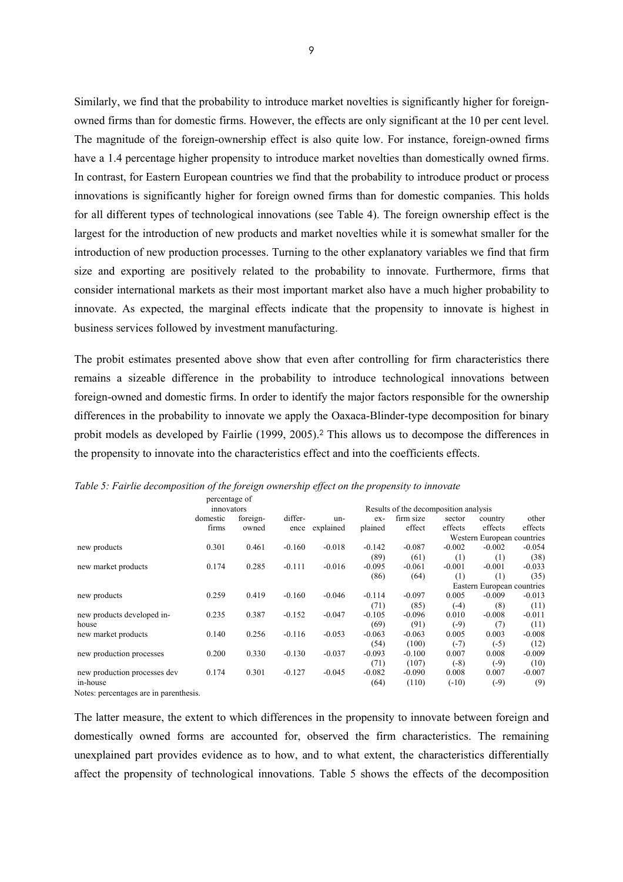Similarly, we find that the probability to introduce market novelties is significantly higher for foreign-owned firms than for domestic firms. However, the effects are only significant at the 10 per cent level. The magnitude of the foreign-ownership effect is also quite low. For instance, foreign-owned firms have a 1.4 percentage higher propensity to introduce market novelties than domestically owned firms. In contrast, for Eastern European countries we find that the probability to introduce product or process innovations is significantly higher for foreign owned firms than for domestic companies. This holds for all different types of technological innovations (see Table 4). The foreign ownership effect is the largest for the introduction of new products and market novelties while it is somewhat smaller for the introduction of new production processes. Turning to the other explanatory variables we find that firm size and exporting are positively related to the probability to innovate. Furthermore, firms that consider international markets as their most important market also have a much higher probability to innovate. As expected, the marginal effects indicate that the propensity to innovate is highest in business services followed by investment manufacturing.

The probit estimates presented above show that even after controlling for firm characteristics there remains a sizeable difference in the probability to introduce technological innovations between foreign-owned and domestic firms. In order to identify the major factors responsible for the ownership differences in the probability to innovate we apply the Oaxaca-Blinder-type decomposition for binary probit models as developed by Fairlie (1999, 2005).[2] This allows us to decompose the differences in the propensity to innovate into the characteristics effect and into the coefficients effects.

*Table 5: Fairlie decomposition of the foreign ownership effect on the propensity to innovate*

| | percentage of innovators | | | Results of the decomposition analysis | | | | | |
|---|---|---|---|---|---|---|---|---|---|
| | domestic firms | foreign-owned | difference | unexplained | explained | firm size effect | sector effects | country effects | other effects |
| | | | | | | | Western European countries | | |
| new products | 0.301 | 0.461 | -0.160 | -0.018 | -0.142 | -0.087 | -0.002 | -0.002 | -0.054 |
| | | | | | (89) | (61) | (1) | (1) | (38) |
| new market products | 0.174 | 0.285 | -0.111 | -0.016 | -0.095 | -0.061 | -0.001 | -0.001 | -0.033 |
| | | | | | (86) | (64) | (1) | (1) | (35) |
| | | | | | | | Eastern European countries | | |
| new products | 0.259 | 0.419 | -0.160 | -0.046 | -0.114 | -0.097 | 0.005 | -0.009 | -0.013 |
| | | | | | (71) | (85) | (-4) | (8) | (11) |
| new products developed in-house | 0.235 | 0.387 | -0.152 | -0.047 | -0.105 | -0.096 | 0.010 | -0.008 | -0.011 |
| | | | | | (69) | (91) | (-9) | (7) | (11) |
| new market products | 0.140 | 0.256 | -0.116 | -0.053 | -0.063 | -0.063 | 0.005 | 0.003 | -0.008 |
| | | | | | (54) | (100) | (-7) | (-5) | (12) |
| new production processes | 0.200 | 0.330 | -0.130 | -0.037 | -0.093 | -0.100 | 0.007 | 0.008 | -0.009 |
| | | | | | (71) | (107) | (-8) | (-9) | (10) |
| new production processes dev in-house | 0.174 | 0.301 | -0.127 | -0.045 | -0.082 | -0.090 | 0.008 | 0.007 | -0.007 |
| | | | | | (64) | (110) | (-10) | (-9) | (9) |

Notes: percentages are in parenthesis.

The latter measure, the extent to which differences in the propensity to innovate between foreign and domestically owned forms are accounted for, observed the firm characteristics. The remaining unexplained part provides evidence as to how, and to what extent, the characteristics differentially affect the propensity of technological innovations. Table 5 shows the effects of the decomposition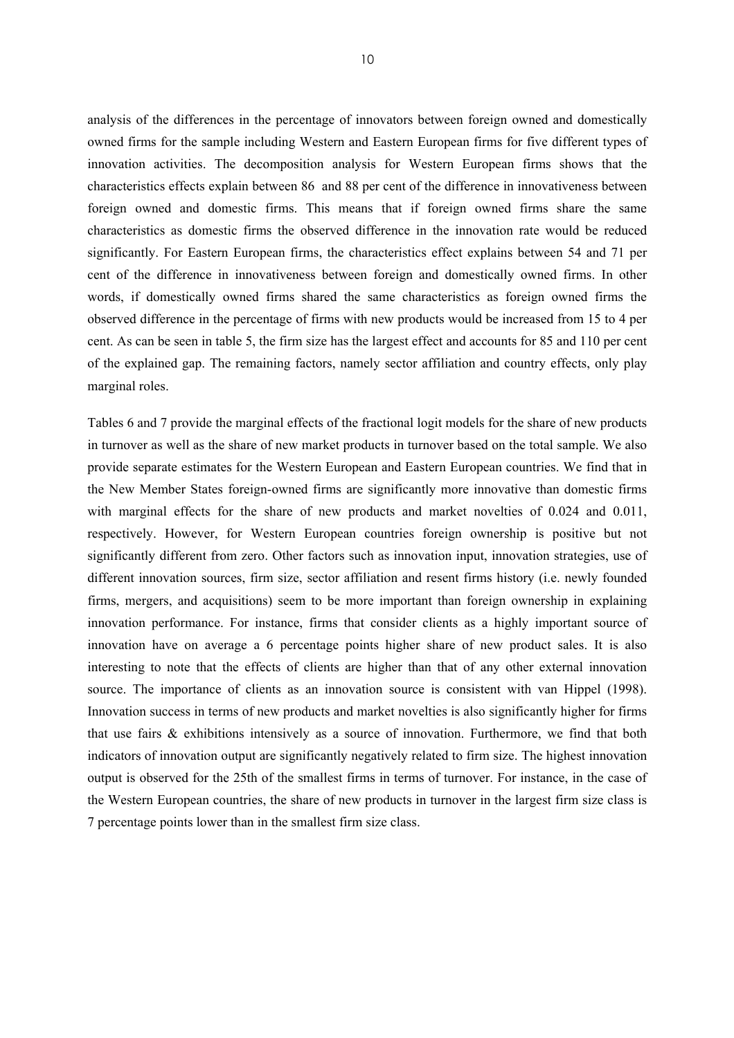analysis of the differences in the percentage of innovators between foreign owned and domestically owned firms for the sample including Western and Eastern European firms for five different types of innovation activities. The decomposition analysis for Western European firms shows that the characteristics effects explain between 86 and 88 per cent of the difference in innovativeness between foreign owned and domestic firms. This means that if foreign owned firms share the same characteristics as domestic firms the observed difference in the innovation rate would be reduced significantly. For Eastern European firms, the characteristics effect explains between 54 and 71 per cent of the difference in innovativeness between foreign and domestically owned firms. In other words, if domestically owned firms shared the same characteristics as foreign owned firms the observed difference in the percentage of firms with new products would be increased from 15 to 4 per cent. As can be seen in table 5, the firm size has the largest effect and accounts for 85 and 110 per cent of the explained gap. The remaining factors, namely sector affiliation and country effects, only play marginal roles.

Tables 6 and 7 provide the marginal effects of the fractional logit models for the share of new products in turnover as well as the share of new market products in turnover based on the total sample. We also provide separate estimates for the Western European and Eastern European countries. We find that in the New Member States foreign-owned firms are significantly more innovative than domestic firms with marginal effects for the share of new products and market novelties of 0.024 and 0.011, respectively. However, for Western European countries foreign ownership is positive but not significantly different from zero. Other factors such as innovation input, innovation strategies, use of different innovation sources, firm size, sector affiliation and resent firms history (i.e. newly founded firms, mergers, and acquisitions) seem to be more important than foreign ownership in explaining innovation performance. For instance, firms that consider clients as a highly important source of innovation have on average a 6 percentage points higher share of new product sales. It is also interesting to note that the effects of clients are higher than that of any other external innovation source. The importance of clients as an innovation source is consistent with van Hippel (1998). Innovation success in terms of new products and market novelties is also significantly higher for firms that use fairs & exhibitions intensively as a source of innovation. Furthermore, we find that both indicators of innovation output are significantly negatively related to firm size. The highest innovation output is observed for the 25th of the smallest firms in terms of turnover. For instance, in the case of the Western European countries, the share of new products in turnover in the largest firm size class is 7 percentage points lower than in the smallest firm size class.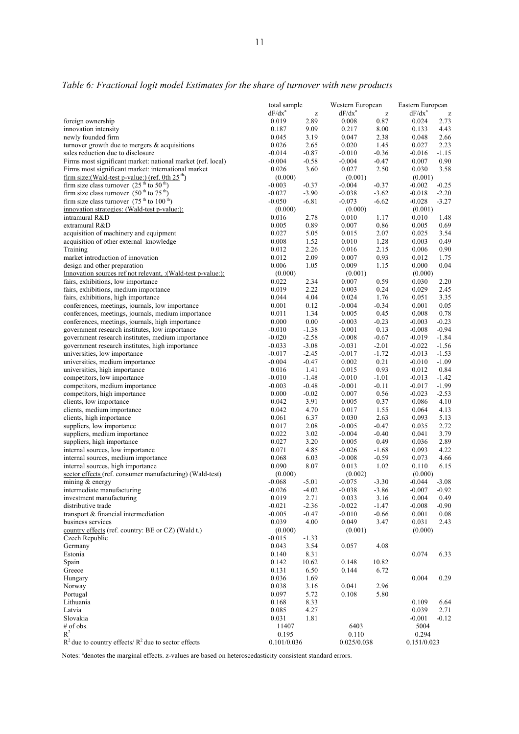*Table 6: Fractional logit model Estimates for the share of turnover with new products*

| | total sample | | Western European | | Eastern European | |
|---|---|---|---|---|---|---|
| | dF/dx[a] | z | dF/dx[a] | z | dF/dx[a] | z |
| foreign ownership | 0.019 | 2.89 | 0.008 | 0.87 | 0.024 | 2.73 |
| innovation intensity | 0.187 | 9.09 | 0.217 | 8.00 | 0.133 | 4.43 |
| newly founded firm | 0.045 | 3.19 | 0.047 | 2.38 | 0.048 | 2.66 |
| turnover growth due to mergers & acquisitions | 0.026 | 2.65 | 0.020 | 1.45 | 0.027 | 2.23 |
| sales reduction due to disclosure | -0.014 | -0.87 | -0.010 | -0.36 | -0.016 | -1.15 |
| Firms most significant market: national market (ref. local) | -0.004 | -0.58 | -0.004 | -0.47 | 0.007 | 0.90 |
| Firms most significant market: international market | 0.026 | 3.60 | 0.027 | 2.50 | 0.030 | 3.58 |
| firm size:(Wald-test p-value:) (ref. 0th $25^{th}$) | (0.000) | | (0.001) | | (0.001) | |
| firm size class turnover ($25^{th}$ to $50^{th}$) | -0.003 | -0.37 | -0.004 | -0.37 | -0.002 | -0.25 |
| firm size class turnover ($50^{th}$ to $75^{th}$) | -0.027 | -3.90 | -0.038 | -3.62 | -0.018 | -2.20 |
| firm size class turnover ($75^{th}$ to $100^{th}$) | -0.050 | -6.81 | -0.073 | -6.62 | -0.028 | -3.27 |
| innovation strategies: (Wald-test p-value:): | (0.000) | | (0.000) | | (0.001) | |
| intramural R&D | 0.016 | 2.78 | 0.010 | 1.17 | 0.010 | 1.48 |
| extramural R&D | 0.005 | 0.89 | 0.007 | 0.86 | 0.005 | 0.69 |
| acquisition of machinery and equipment | 0.027 | 5.05 | 0.015 | 2.07 | 0.025 | 3.54 |
| acquisition of other external knowledge | 0.008 | 1.52 | 0.010 | 1.28 | 0.003 | 0.49 |
| Training | 0.012 | 2.26 | 0.016 | 2.15 | 0.006 | 0.90 |
| market introduction of innovation | 0.012 | 2.09 | 0.007 | 0.93 | 0.012 | 1.75 |
| design and other preparation | 0.006 | 1.05 | 0.009 | 1.15 | 0.000 | 0.04 |
| Innovation sources ref not relevant, :(Wald-test p-value:): | (0.000) | | (0.001) | | (0.000) | |
| fairs, exhibitions, low importance | 0.022 | 2.34 | 0.007 | 0.59 | 0.030 | 2.20 |
| fairs, exhibitions, medium importance | 0.019 | 2.22 | 0.003 | 0.24 | 0.029 | 2.45 |
| fairs, exhibitions, high importance | 0.044 | 4.04 | 0.024 | 1.76 | 0.051 | 3.35 |
| conferences, meetings, journals, low importance | 0.001 | 0.12 | -0.004 | -0.34 | 0.001 | 0.05 |
| conferences, meetings, journals, medium importance | 0.011 | 1.34 | 0.005 | 0.45 | 0.008 | 0.78 |
| conferences, meetings, journals, high importance | 0.000 | 0.00 | -0.003 | -0.23 | -0.003 | -0.23 |
| government research institutes, low importance | -0.010 | -1.38 | 0.001 | 0.13 | -0.008 | -0.94 |
| government research institutes, medium importance | -0.020 | -2.58 | -0.008 | -0.67 | -0.019 | -1.84 |
| government research institutes, high importance | -0.033 | -3.08 | -0.031 | -2.01 | -0.022 | -1.56 |
| universities, low importance | -0.017 | -2.45 | -0.017 | -1.72 | -0.013 | -1.53 |
| universities, medium importance | -0.004 | -0.47 | 0.002 | 0.21 | -0.010 | -1.09 |
| universities, high importance | 0.016 | 1.41 | 0.015 | 0.93 | 0.012 | 0.84 |
| competitors, low importance | -0.010 | -1.48 | -0.010 | -1.01 | -0.013 | -1.42 |
| competitors, medium importance | -0.003 | -0.48 | -0.001 | -0.11 | -0.017 | -1.99 |
| competitors, high importance | 0.000 | -0.02 | 0.007 | 0.56 | -0.023 | -2.53 |
| clients, low importance | 0.042 | 3.91 | 0.005 | 0.37 | 0.086 | 4.10 |
| clients, medium importance | 0.042 | 4.70 | 0.017 | 1.55 | 0.064 | 4.13 |
| clients, high importance | 0.061 | 6.37 | 0.030 | 2.63 | 0.093 | 5.13 |
| suppliers, low importance | 0.017 | 2.08 | -0.005 | -0.47 | 0.035 | 2.72 |
| suppliers, medium importance | 0.022 | 3.02 | -0.004 | -0.40 | 0.041 | 3.79 |
| suppliers, high importance | 0.027 | 3.20 | 0.005 | 0.49 | 0.036 | 2.89 |
| internal sources, low importance | 0.071 | 4.85 | -0.026 | -1.68 | 0.093 | 4.22 |
| internal sources, medium importance | 0.068 | 6.03 | -0.008 | -0.59 | 0.073 | 4.66 |
| internal sources, high importance | 0.090 | 8.07 | 0.013 | 1.02 | 0.110 | 6.15 |
| sector effects (ref. consumer manufacturing) (Wald-test) | (0.000) | | (0.002) | | (0.000) | |
| mining & energy | -0.068 | -5.01 | -0.075 | -3.30 | -0.044 | -3.08 |
| intermediate manufacturing | -0.026 | -4.02 | -0.038 | -3.86 | -0.007 | -0.92 |
| investment manufacturing | 0.019 | 2.71 | 0.033 | 3.16 | 0.004 | 0.49 |
| distributive trade | -0.021 | -2.36 | -0.022 | -1.47 | -0.008 | -0.90 |
| transport & financial intermediation | -0.005 | -0.47 | -0.010 | -0.66 | 0.001 | 0.08 |
| business services | 0.039 | 4.00 | 0.049 | 3.47 | 0.031 | 2.43 |
| country effects (ref. country: BE or CZ) (Wald t.) | (0.000) | | (0.001) | | (0.000) | |
| Czech Republic | -0.015 | -1.33 | | | | |
| Germany | 0.043 | 3.54 | 0.057 | 4.08 | | |
| Estonia | 0.140 | 8.31 | | | 0.074 | 6.33 |
| Spain | 0.142 | 10.62 | 0.148 | 10.82 | | |
| Greece | 0.131 | 6.50 | 0.144 | 6.72 | | |
| Hungary | 0.036 | 1.69 | | | 0.004 | 0.29 |
| Norway | 0.038 | 3.16 | 0.041 | 2.96 | | |
| Portugal | 0.097 | 5.72 | 0.108 | 5.80 | | |
| Lithuania | 0.168 | 8.33 | | | 0.109 | 6.64 |
| Latvia | 0.085 | 4.27 | | | 0.039 | 2.71 |
| Slovakia | 0.031 | 1.81 | | | -0.001 | -0.12 |
| # of obs. | 11407 | | 6403 | | 5004 | |
| $R^2$ | 0.195 | | 0.110 | | 0.294 | |
| $R^2$ due to country effects/ $R^2$ due to sector effects | 0.101/0.036 | | 0.025/0.038 | | 0.151/0.023 | |

Notes: [a]denotes the marginal effects. z-values are based on heteroscedasticity consistent standard errors.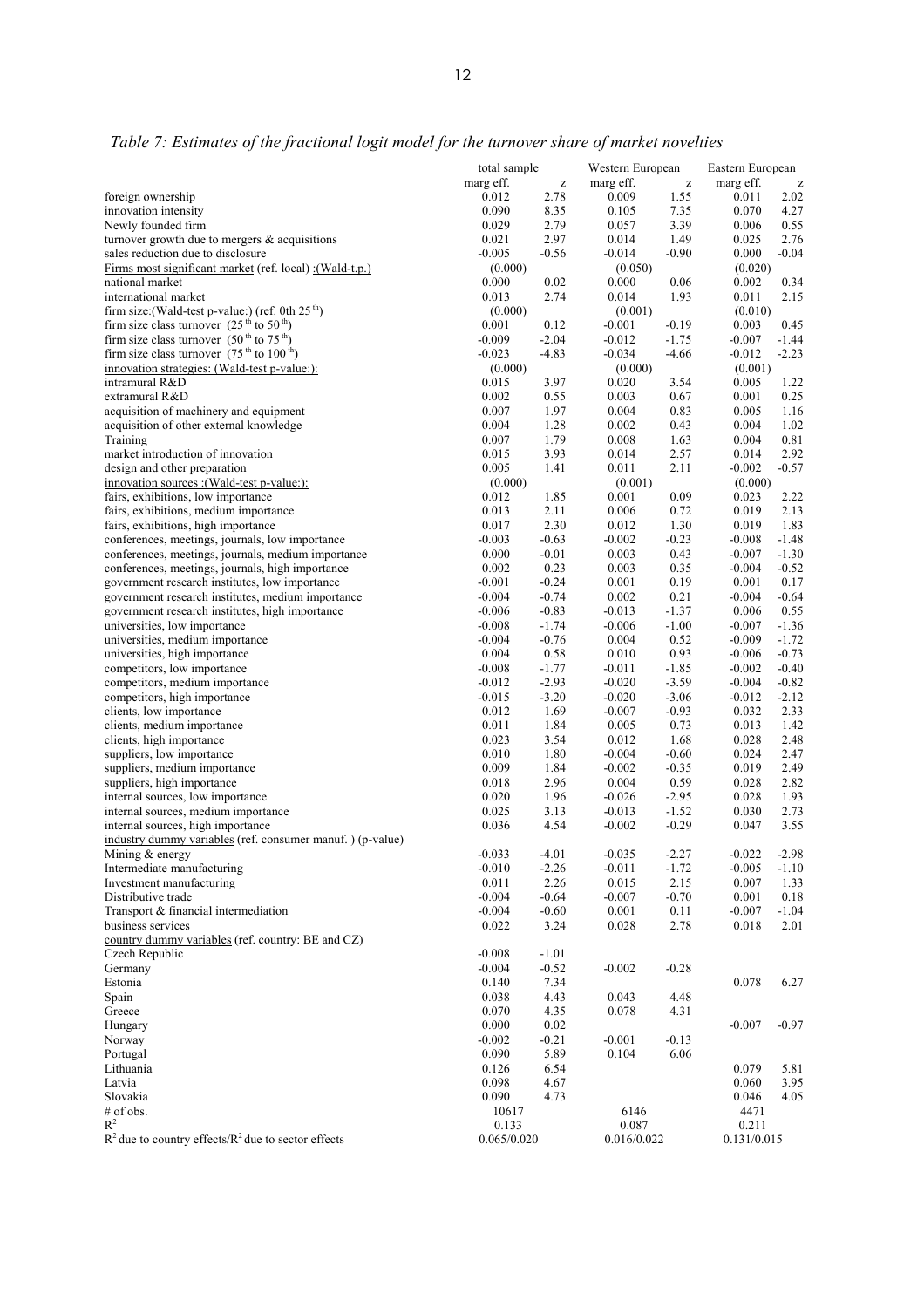*Table 7: Estimates of the fractional logit model for the turnover share of market novelties*

| | total sample | | Western European | | Eastern European | |
|---|---|---|---|---|---|---|
| | marg eff. | z | marg eff. | z | marg eff. | z |
| foreign ownership | 0.012 | 2.78 | 0.009 | 1.55 | 0.011 | 2.02 |
| innovation intensity | 0.090 | 8.35 | 0.105 | 7.35 | 0.070 | 4.27 |
| Newly founded firm | 0.029 | 2.79 | 0.057 | 3.39 | 0.006 | 0.55 |
| turnover growth due to mergers & acquisitions | 0.021 | 2.97 | 0.014 | 1.49 | 0.025 | 2.76 |
| sales reduction due to disclosure | -0.005 | -0.56 | -0.014 | -0.90 | 0.000 | -0.04 |
| Firms most significant market (ref. local) :(Wald-t.p.) | (0.000) | | (0.050) | | (0.020) | |
| national market | 0.000 | 0.02 | 0.000 | 0.06 | 0.002 | 0.34 |
| international market | 0.013 | 2.74 | 0.014 | 1.93 | 0.011 | 2.15 |
| firm size:(Wald-test p-value:) (ref. 0th $25^{th}$) | (0.000) | | (0.001) | | (0.010) | |
| firm size class turnover ($25^{th}$ to $50^{th}$) | 0.001 | 0.12 | -0.001 | -0.19 | 0.003 | 0.45 |
| firm size class turnover ($50^{th}$ to $75^{th}$) | -0.009 | -2.04 | -0.012 | -1.75 | -0.007 | -1.44 |
| firm size class turnover ($75^{th}$ to $100^{th}$) | -0.023 | -4.83 | -0.034 | -4.66 | -0.012 | -2.23 |
| innovation strategies: (Wald-test p-value:): | (0.000) | | (0.000) | | (0.001) | |
| intramural R&D | 0.015 | 3.97 | 0.020 | 3.54 | 0.005 | 1.22 |
| extramural R&D | 0.002 | 0.55 | 0.003 | 0.67 | 0.001 | 0.25 |
| acquisition of machinery and equipment | 0.007 | 1.97 | 0.004 | 0.83 | 0.005 | 1.16 |
| acquisition of other external knowledge | 0.004 | 1.28 | 0.002 | 0.43 | 0.004 | 1.02 |
| Training | 0.007 | 1.79 | 0.008 | 1.63 | 0.004 | 0.81 |
| market introduction of innovation | 0.015 | 3.93 | 0.014 | 2.57 | 0.014 | 2.92 |
| design and other preparation | 0.005 | 1.41 | 0.011 | 2.11 | -0.002 | -0.57 |
| innovation sources :(Wald-test p-value:): | (0.000) | | (0.001) | | (0.000) | |
| fairs, exhibitions, low importance | 0.012 | 1.85 | 0.001 | 0.09 | 0.023 | 2.22 |
| fairs, exhibitions, medium importance | 0.013 | 2.11 | 0.006 | 0.72 | 0.019 | 2.13 |
| fairs, exhibitions, high importance | 0.017 | 2.30 | 0.012 | 1.30 | 0.019 | 1.83 |
| conferences, meetings, journals, low importance | -0.003 | -0.63 | -0.002 | -0.23 | -0.008 | -1.48 |
| conferences, meetings, journals, medium importance | 0.000 | -0.01 | 0.003 | 0.43 | -0.007 | -1.30 |
| conferences, meetings, journals, high importance | 0.002 | 0.23 | 0.003 | 0.35 | -0.004 | -0.52 |
| government research institutes, low importance | -0.001 | -0.24 | 0.001 | 0.19 | 0.001 | 0.17 |
| government research institutes, medium importance | -0.004 | -0.74 | 0.002 | 0.21 | -0.004 | -0.64 |
| government research institutes, high importance | -0.006 | -0.83 | -0.013 | -1.37 | 0.006 | 0.55 |
| universities, low importance | -0.008 | -1.74 | -0.006 | -1.00 | -0.007 | -1.36 |
| universities, medium importance | -0.004 | -0.76 | 0.004 | 0.52 | -0.009 | -1.72 |
| universities, high importance | 0.004 | 0.58 | 0.010 | 0.93 | -0.006 | -0.73 |
| competitors, low importance | -0.008 | -1.77 | -0.011 | -1.85 | -0.002 | -0.40 |
| competitors, medium importance | -0.012 | -2.93 | -0.020 | -3.59 | -0.004 | -0.82 |
| competitors, high importance | -0.015 | -3.20 | -0.020 | -3.06 | -0.012 | -2.12 |
| clients, low importance | 0.012 | 1.69 | -0.007 | -0.93 | 0.032 | 2.33 |
| clients, medium importance | 0.011 | 1.84 | 0.005 | 0.73 | 0.013 | 1.42 |
| clients, high importance | 0.023 | 3.54 | 0.012 | 1.68 | 0.028 | 2.48 |
| suppliers, low importance | 0.010 | 1.80 | -0.004 | -0.60 | 0.024 | 2.47 |
| suppliers, medium importance | 0.009 | 1.84 | -0.002 | -0.35 | 0.019 | 2.49 |
| suppliers, high importance | 0.018 | 2.96 | 0.004 | 0.59 | 0.028 | 2.82 |
| internal sources, low importance | 0.020 | 1.96 | -0.026 | -2.95 | 0.028 | 1.93 |
| internal sources, medium importance | 0.025 | 3.13 | -0.013 | -1.52 | 0.030 | 2.73 |
| internal sources, high importance | 0.036 | 4.54 | -0.002 | -0.29 | 0.047 | 3.55 |
| industry dummy variables (ref. consumer manuf. ) (p-value) | | | | | | |
| Mining & energy | -0.033 | -4.01 | -0.035 | -2.27 | -0.022 | -2.98 |
| Intermediate manufacturing | -0.010 | -2.26 | -0.011 | -1.72 | -0.005 | -1.10 |
| Investment manufacturing | 0.011 | 2.26 | 0.015 | 2.15 | 0.007 | 1.33 |
| Distributive trade | -0.004 | -0.64 | -0.007 | -0.70 | 0.001 | 0.18 |
| Transport & financial intermediation | -0.004 | -0.60 | 0.001 | 0.11 | -0.007 | -1.04 |
| business services | 0.022 | 3.24 | 0.028 | 2.78 | 0.018 | 2.01 |
| country dummy variables (ref. country: BE and CZ) | | | | | | |
| Czech Republic | -0.008 | -1.01 | | | | |
| Germany | -0.004 | -0.52 | -0.002 | -0.28 | | |
| Estonia | 0.140 | 7.34 | | | 0.078 | 6.27 |
| Spain | 0.038 | 4.43 | 0.043 | 4.48 | | |
| Greece | 0.070 | 4.35 | 0.078 | 4.31 | | |
| Hungary | 0.000 | 0.02 | | | -0.007 | -0.97 |
| Norway | -0.002 | -0.21 | -0.001 | -0.13 | | |
| Portugal | 0.090 | 5.89 | 0.104 | 6.06 | | |
| Lithuania | 0.126 | 6.54 | | | 0.079 | 5.81 |
| Latvia | 0.098 | 4.67 | | | 0.060 | 3.95 |
| Slovakia | 0.090 | 4.73 | | | 0.046 | 4.05 |
| # of obs. | 10617 | | 6146 | | 4471 | |
| $R^2$ | 0.133 | | 0.087 | | 0.211 | |
| $R^2$ due to country effects/$R^2$ due to sector effects | 0.065/0.020 | | 0.016/0.022 | | 0.131/0.015 | |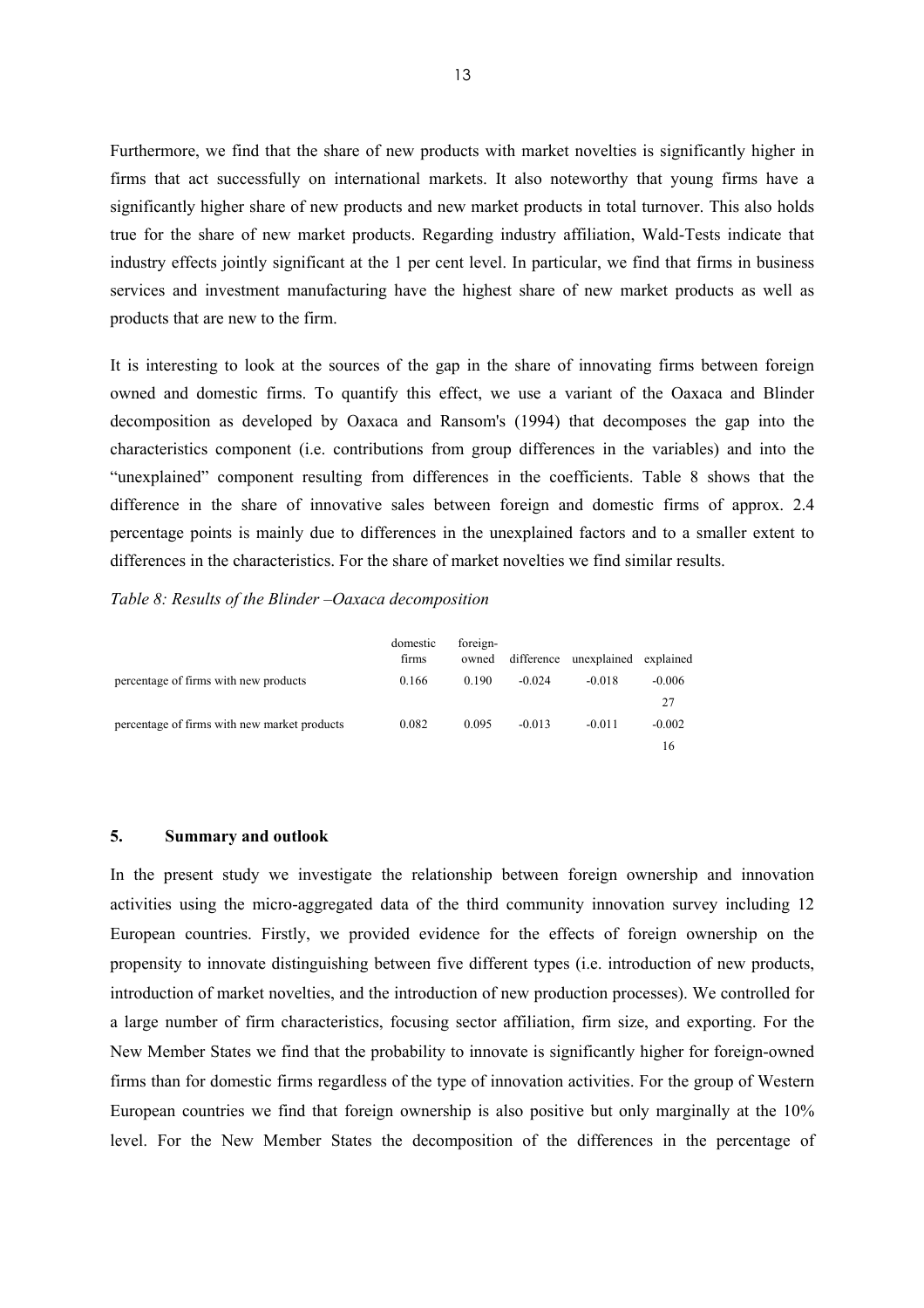Furthermore, we find that the share of new products with market novelties is significantly higher in firms that act successfully on international markets. It also noteworthy that young firms have a significantly higher share of new products and new market products in total turnover. This also holds true for the share of new market products. Regarding industry affiliation, Wald-Tests indicate that industry effects jointly significant at the 1 per cent level. In particular, we find that firms in business services and investment manufacturing have the highest share of new market products as well as products that are new to the firm.

It is interesting to look at the sources of the gap in the share of innovating firms between foreign owned and domestic firms. To quantify this effect, we use a variant of the Oaxaca and Blinder decomposition as developed by Oaxaca and Ransom's (1994) that decomposes the gap into the characteristics component (i.e. contributions from group differences in the variables) and into the "unexplained" component resulting from differences in the coefficients. Table 8 shows that the difference in the share of innovative sales between foreign and domestic firms of approx. 2.4 percentage points is mainly due to differences in the unexplained factors and to a smaller extent to differences in the characteristics. For the share of market novelties we find similar results.

*Table 8: Results of the Blinder –Oaxaca decomposition*

| | domestic firms | foreign-owned | difference | unexplained | explained |
|---|---|---|---|---|---|
| percentage of firms with new products | 0.166 | 0.190 | -0.024 | -0.018 | -0.006 27 |
| percentage of firms with new market products | 0.082 | 0.095 | -0.013 | -0.011 | -0.002 16 |

## 5. Summary and outlook

In the present study we investigate the relationship between foreign ownership and innovation activities using the micro-aggregated data of the third community innovation survey including 12 European countries. Firstly, we provided evidence for the effects of foreign ownership on the propensity to innovate distinguishing between five different types (i.e. introduction of new products, introduction of market novelties, and the introduction of new production processes). We controlled for a large number of firm characteristics, focusing sector affiliation, firm size, and exporting. For the New Member States we find that the probability to innovate is significantly higher for foreign-owned firms than for domestic firms regardless of the type of innovation activities. For the group of Western European countries we find that foreign ownership is also positive but only marginally at the 10% level. For the New Member States the decomposition of the differences in the percentage of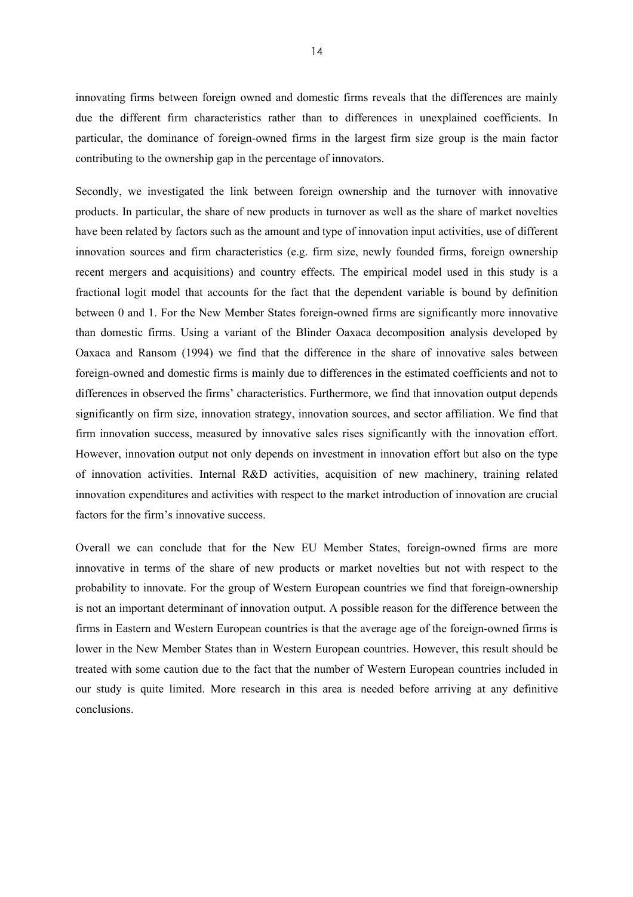innovating firms between foreign owned and domestic firms reveals that the differences are mainly due the different firm characteristics rather than to differences in unexplained coefficients. In particular, the dominance of foreign-owned firms in the largest firm size group is the main factor contributing to the ownership gap in the percentage of innovators.

Secondly, we investigated the link between foreign ownership and the turnover with innovative products. In particular, the share of new products in turnover as well as the share of market novelties have been related by factors such as the amount and type of innovation input activities, use of different innovation sources and firm characteristics (e.g. firm size, newly founded firms, foreign ownership recent mergers and acquisitions) and country effects. The empirical model used in this study is a fractional logit model that accounts for the fact that the dependent variable is bound by definition between 0 and 1. For the New Member States foreign-owned firms are significantly more innovative than domestic firms. Using a variant of the Blinder Oaxaca decomposition analysis developed by Oaxaca and Ransom (1994) we find that the difference in the share of innovative sales between foreign-owned and domestic firms is mainly due to differences in the estimated coefficients and not to differences in observed the firms' characteristics. Furthermore, we find that innovation output depends significantly on firm size, innovation strategy, innovation sources, and sector affiliation. We find that firm innovation success, measured by innovative sales rises significantly with the innovation effort. However, innovation output not only depends on investment in innovation effort but also on the type of innovation activities. Internal R&D activities, acquisition of new machinery, training related innovation expenditures and activities with respect to the market introduction of innovation are crucial factors for the firm's innovative success.

Overall we can conclude that for the New EU Member States, foreign-owned firms are more innovative in terms of the share of new products or market novelties but not with respect to the probability to innovate. For the group of Western European countries we find that foreign-ownership is not an important determinant of innovation output. A possible reason for the difference between the firms in Eastern and Western European countries is that the average age of the foreign-owned firms is lower in the New Member States than in Western European countries. However, this result should be treated with some caution due to the fact that the number of Western European countries included in our study is quite limited. More research in this area is needed before arriving at any definitive conclusions.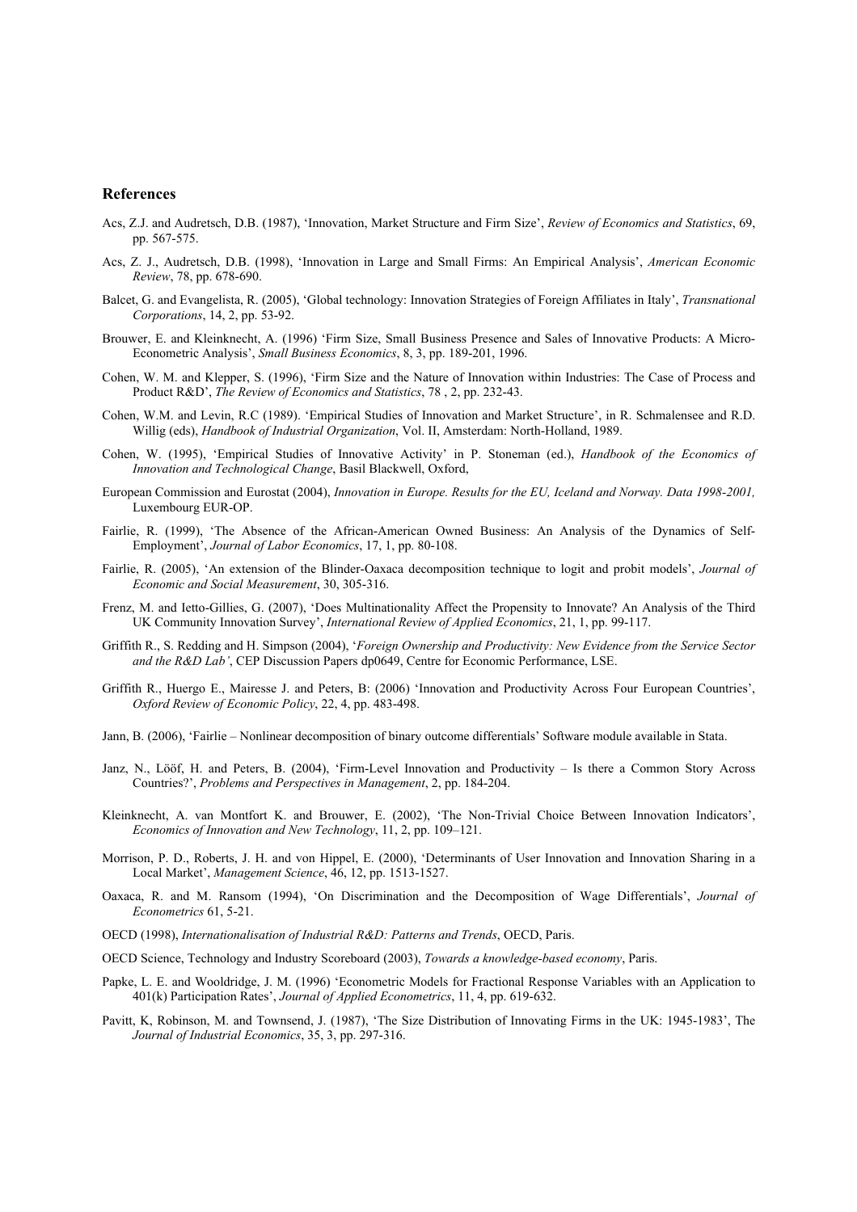## References

Acs, Z.J. and Audretsch, D.B. (1987), 'Innovation, Market Structure and Firm Size', *Review of Economics and Statistics*, 69, pp. 567-575.

Acs, Z. J., Audretsch, D.B. (1998), 'Innovation in Large and Small Firms: An Empirical Analysis', *American Economic Review*, 78, pp. 678-690.

Balcet, G. and Evangelista, R. (2005), 'Global technology: Innovation Strategies of Foreign Affiliates in Italy', *Transnational Corporations*, 14, 2, pp. 53-92.

Brouwer, E. and Kleinknecht, A. (1996) 'Firm Size, Small Business Presence and Sales of Innovative Products: A Micro-Econometric Analysis', *Small Business Economics*, 8, 3, pp. 189-201, 1996.

Cohen, W. M. and Klepper, S. (1996), 'Firm Size and the Nature of Innovation within Industries: The Case of Process and Product R&D', *The Review of Economics and Statistics*, 78 , 2, pp. 232-43.

Cohen, W.M. and Levin, R.C (1989). 'Empirical Studies of Innovation and Market Structure', in R. Schmalensee and R.D. Willig (eds), *Handbook of Industrial Organization*, Vol. II, Amsterdam: North-Holland, 1989.

Cohen, W. (1995), 'Empirical Studies of Innovative Activity' in P. Stoneman (ed.), *Handbook of the Economics of Innovation and Technological Change*, Basil Blackwell, Oxford,

European Commission and Eurostat (2004), *Innovation in Europe. Results for the EU, Iceland and Norway. Data 1998-2001,* Luxembourg EUR-OP.

Fairlie, R. (1999), 'The Absence of the African-American Owned Business: An Analysis of the Dynamics of Self-Employment', *Journal of Labor Economics*, 17, 1, pp. 80-108.

Fairlie, R. (2005), 'An extension of the Blinder-Oaxaca decomposition technique to logit and probit models', *Journal of Economic and Social Measurement*, 30, 305-316.

Frenz, M. and Ietto-Gillies, G. (2007), 'Does Multinationality Affect the Propensity to Innovate? An Analysis of the Third UK Community Innovation Survey', *International Review of Applied Economics*, 21, 1, pp. 99-117.

Griffith R., S. Redding and H. Simpson (2004), '*Foreign Ownership and Productivity: New Evidence from the Service Sector and the R&D Lab'*, CEP Discussion Papers dp0649, Centre for Economic Performance, LSE.

Griffith R., Huergo E., Mairesse J. and Peters, B: (2006) 'Innovation and Productivity Across Four European Countries', *Oxford Review of Economic Policy*, 22, 4, pp. 483-498.

Jann, B. (2006), 'Fairlie – Nonlinear decomposition of binary outcome differentials' Software module available in Stata.

Janz, N., Lööf, H. and Peters, B. (2004), 'Firm-Level Innovation and Productivity – Is there a Common Story Across Countries?', *Problems and Perspectives in Management*, 2, pp. 184-204.

Kleinknecht, A. van Montfort K. and Brouwer, E. (2002), 'The Non-Trivial Choice Between Innovation Indicators', *Economics of Innovation and New Technology*, 11, 2, pp. 109–121.

Morrison, P. D., Roberts, J. H. and von Hippel, E. (2000), 'Determinants of User Innovation and Innovation Sharing in a Local Market', *Management Science*, 46, 12, pp. 1513-1527.

Oaxaca, R. and M. Ransom (1994), 'On Discrimination and the Decomposition of Wage Differentials', *Journal of Econometrics* 61, 5-21.

OECD (1998), *Internationalisation of Industrial R&D: Patterns and Trends*, OECD, Paris.

OECD Science, Technology and Industry Scoreboard (2003), *Towards a knowledge-based economy*, Paris.

Papke, L. E. and Wooldridge, J. M. (1996) 'Econometric Models for Fractional Response Variables with an Application to 401(k) Participation Rates', *Journal of Applied Econometrics*, 11, 4, pp. 619-632.

Pavitt, K, Robinson, M. and Townsend, J. (1987), 'The Size Distribution of Innovating Firms in the UK: 1945-1983', The *Journal of Industrial Economics*, 35, 3, pp. 297-316.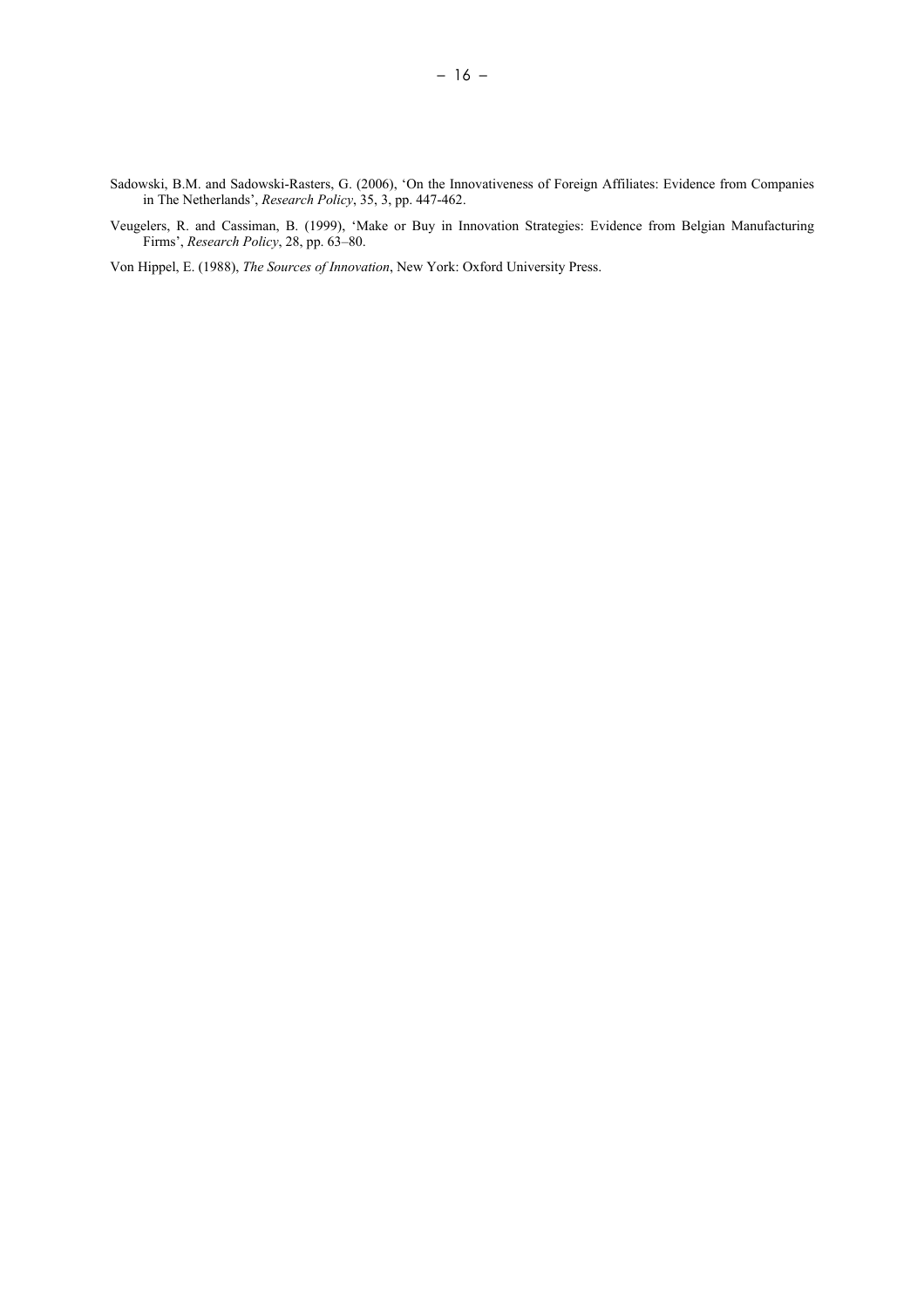Sadowski, B.M. and Sadowski-Rasters, G. (2006), 'On the Innovativeness of Foreign Affiliates: Evidence from Companies in The Netherlands', *Research Policy*, 35, 3, pp. 447-462.

Veugelers, R. and Cassiman, B. (1999), 'Make or Buy in Innovation Strategies: Evidence from Belgian Manufacturing Firms', *Research Policy*, 28, pp. 63–80.

Von Hippel, E. (1988), *The Sources of Innovation*, New York: Oxford University Press.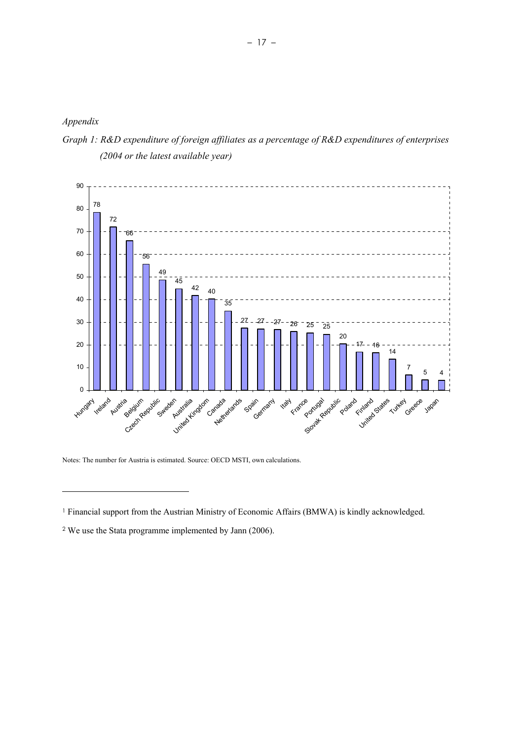*Appendix*

*Graph 1: R&D expenditure of foreign affiliates as a percentage of R&D expenditures of enterprises (2004 or the latest available year)*

90
80
70
60
50
40
30
20
10
0

78 72 66 56 49 45 42 40 35 27 27 27 26 25 25 20 17 16 14 7 5 4

Hungary, Ireland, Austria, Belgium, Czech Republic, Sweden, Australia, United Kingdom, Canada, Netherlands, Spain, Germany, Italy, France, Portugal, Slovak Republic, Poland, Finland, United States, Turkey, Greece, Japan

Notes: The number for Austria is estimated. Source: OECD MSTI, own calculations.

---

[1] Financial support from the Austrian Ministry of Economic Affairs (BMWA) is kindly acknowledged.

[2] We use the Stata programme implemented by Jann (2006).